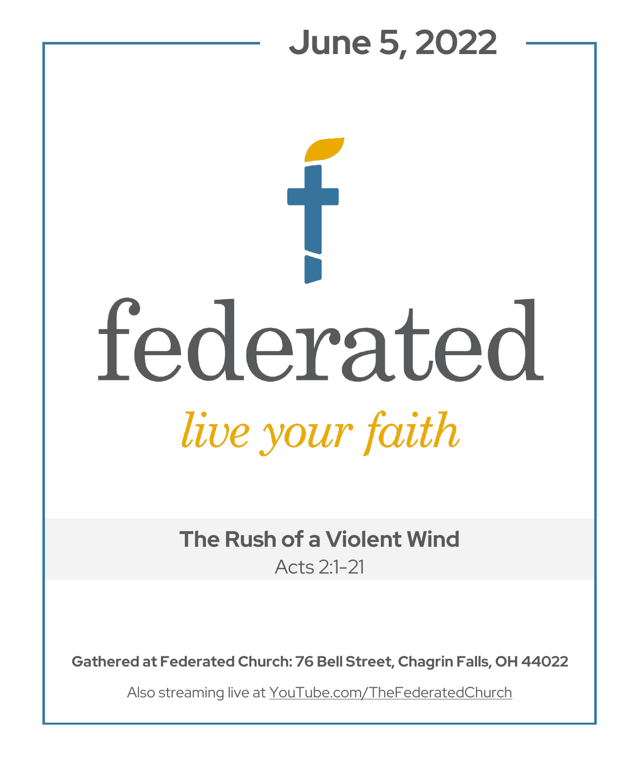# June 5, 2022

federated

*live your faith*

## The Rush of a Violent Wind

Acts 2:1-21

**Gathered at Federated Church: 76 Bell Street, Chagrin Falls, OH 44022**

Also streaming live at YouTube.com/TheFederatedChurch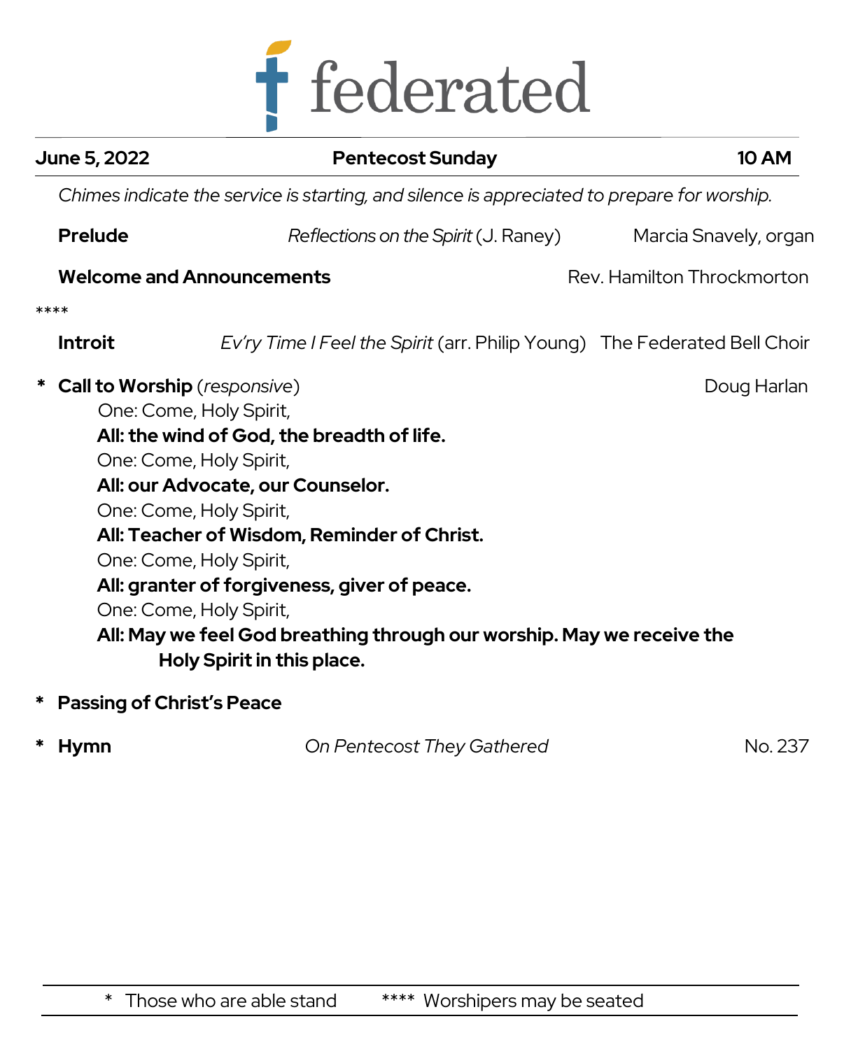# federated

**June 5, 2022** | **Pentecost Sunday** | **10 AM**

*Chimes indicate the service is starting, and silence is appreciated to prepare for worship.*

**Prelude** *Reflections on the Spirit* (J. Raney) Marcia Snavely, organ

**Welcome and Announcements** Rev. Hamilton Throckmorton

****

**Introit** *Ev'ry Time I Feel the Spirit* (arr. Philip Young) The Federated Bell Choir

\* **Call to Worship** (*responsive*) Doug Harlan

One: Come, Holy Spirit,
**All: the wind of God, the breadth of life.**
One: Come, Holy Spirit,
**All: our Advocate, our Counselor.**
One: Come, Holy Spirit,
**All: Teacher of Wisdom, Reminder of Christ.**
One: Come, Holy Spirit,
**All: granter of forgiveness, giver of peace.**
One: Come, Holy Spirit,
**All: May we feel God breathing through our worship. May we receive the Holy Spirit in this place.**

\* **Passing of Christ's Peace**

\* **Hymn** *On Pentecost They Gathered* No. 237

\* Those who are able stand **** Worshipers may be seated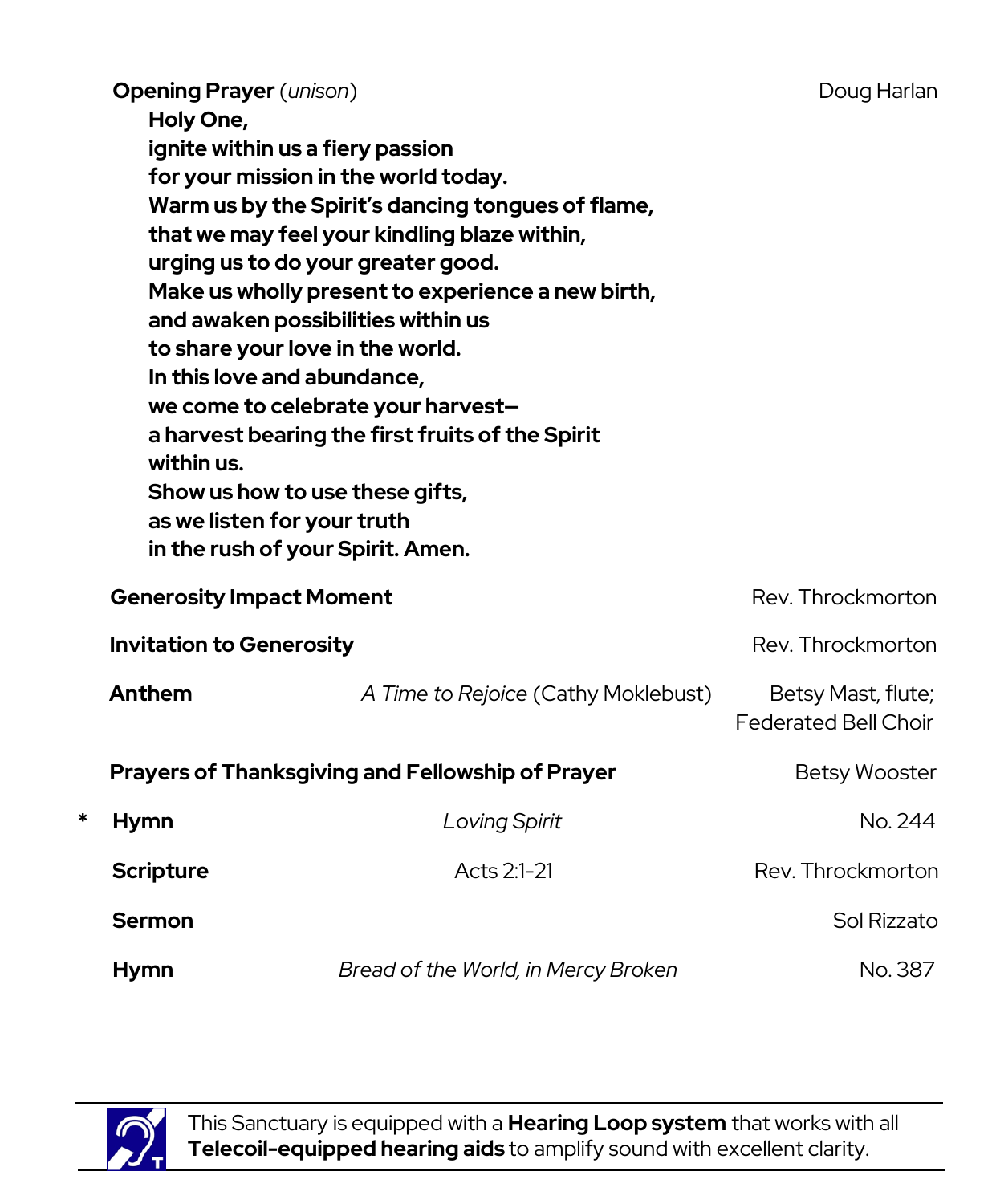**Opening Prayer** (*unison*) — Doug Harlan

> **Holy One,**
> **ignite within us a fiery passion**
> **for your mission in the world today.**
> **Warm us by the Spirit's dancing tongues of flame,**
> **that we may feel your kindling blaze within,**
> **urging us to do your greater good.**
> **Make us wholly present to experience a new birth,**
> **and awaken possibilities within us**
> **to share your love in the world.**
> **In this love and abundance,**
> **we come to celebrate your harvest–**
> **a harvest bearing the first fruits of the Spirit**
> **within us.**
> **Show us how to use these gifts,**
> **as we listen for your truth**
> **in the rush of your Spirit. Amen.**

| | | | |
|---|---|---|---|
| | **Generosity Impact Moment** | | Rev. Throckmorton |
| | **Invitation to Generosity** | | Rev. Throckmorton |
| | **Anthem** | *A Time to Rejoice* (Cathy Moklebust) | Betsy Mast, flute; Federated Bell Choir |
| | **Prayers of Thanksgiving and Fellowship of Prayer** | | Betsy Wooster |
| * | **Hymn** | *Loving Spirit* | No. 244 |
| | **Scripture** | Acts 2:1-21 | Rev. Throckmorton |
| | **Sermon** | | Sol Rizzato |
| | **Hymn** | *Bread of the World, in Mercy Broken* | No. 387 |

---

This Sanctuary is equipped with a **Hearing Loop system** that works with all **Telecoil-equipped hearing aids** to amplify sound with excellent clarity.

---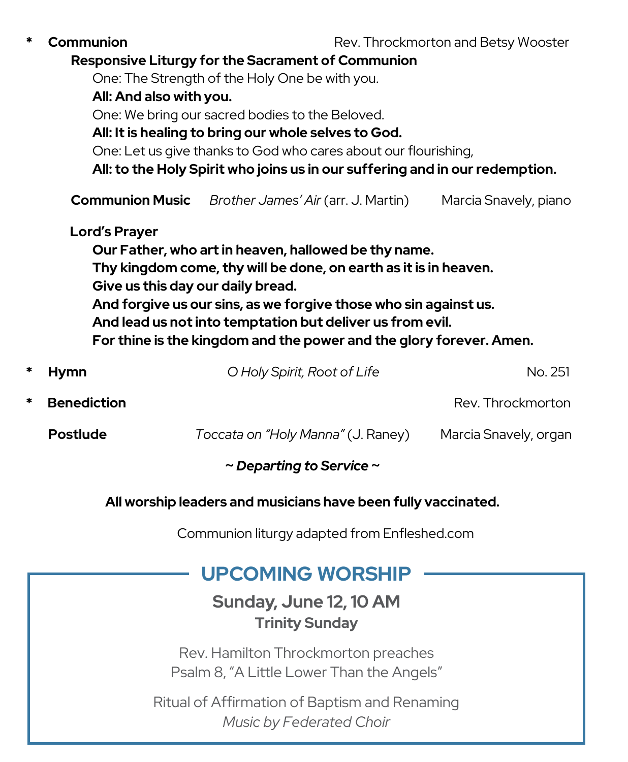\* **Communion** — Rev. Throckmorton and Betsy Wooster

**Responsive Liturgy for the Sacrament of Communion**

One: The Strength of the Holy One be with you.
**All: And also with you.**
One: We bring our sacred bodies to the Beloved.
**All: It is healing to bring our whole selves to God.**
One: Let us give thanks to God who cares about our flourishing,
**All: to the Holy Spirit who joins us in our suffering and in our redemption.**

**Communion Music** — *Brother James' Air* (arr. J. Martin) — Marcia Snavely, piano

**Lord's Prayer**

**Our Father, who art in heaven, hallowed be thy name.**
**Thy kingdom come, thy will be done, on earth as it is in heaven.**
**Give us this day our daily bread.**
**And forgive us our sins, as we forgive those who sin against us.**
**And lead us not into temptation but deliver us from evil.**
**For thine is the kingdom and the power and the glory forever. Amen.**

\* **Hymn** — *O Holy Spirit, Root of Life* — No. 251

\* **Benediction** — Rev. Throckmorton

**Postlude** — *Toccata on "Holy Manna"* (J. Raney) — Marcia Snavely, organ

***~ Departing to Service ~***

**All worship leaders and musicians have been fully vaccinated.**

Communion liturgy adapted from Enfleshed.com

## UPCOMING WORSHIP

### Sunday, June 12, 10 AM

**Trinity Sunday**

Rev. Hamilton Throckmorton preaches
Psalm 8, "A Little Lower Than the Angels"

Ritual of Affirmation of Baptism and Renaming
*Music by Federated Choir*